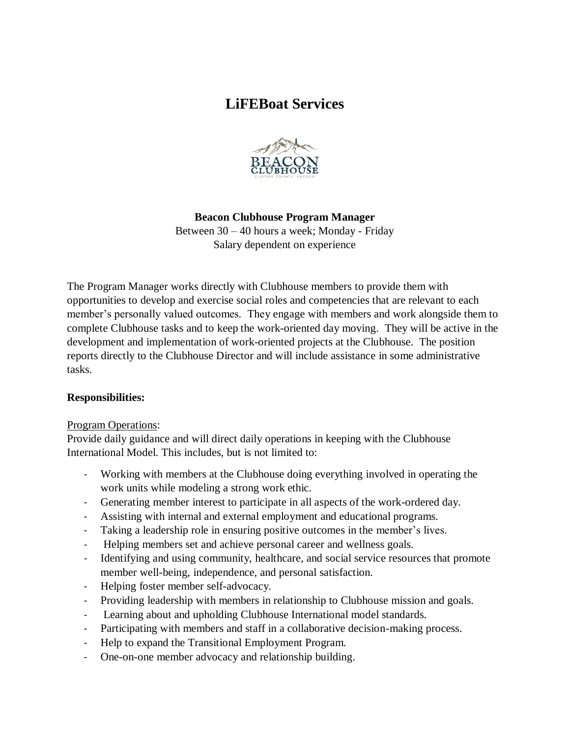# LiFEBoat Services

**Beacon Clubhouse Program Manager**

Between 30 – 40 hours a week; Monday - Friday

Salary dependent on experience

The Program Manager works directly with Clubhouse members to provide them with opportunities to develop and exercise social roles and competencies that are relevant to each member's personally valued outcomes. They engage with members and work alongside them to complete Clubhouse tasks and to keep the work-oriented day moving. They will be active in the development and implementation of work-oriented projects at the Clubhouse. The position reports directly to the Clubhouse Director and will include assistance in some administrative tasks.

**Responsibilities:**

<u>Program Operations</u>:

Provide daily guidance and will direct daily operations in keeping with the Clubhouse International Model. This includes, but is not limited to:

- Working with members at the Clubhouse doing everything involved in operating the work units while modeling a strong work ethic.
- Generating member interest to participate in all aspects of the work-ordered day.
- Assisting with internal and external employment and educational programs.
- Taking a leadership role in ensuring positive outcomes in the member's lives.
- Helping members set and achieve personal career and wellness goals.
- Identifying and using community, healthcare, and social service resources that promote member well-being, independence, and personal satisfaction.
- Helping foster member self-advocacy.
- Providing leadership with members in relationship to Clubhouse mission and goals.
- Learning about and upholding Clubhouse International model standards.
- Participating with members and staff in a collaborative decision-making process.
- Help to expand the Transitional Employment Program.
- One-on-one member advocacy and relationship building.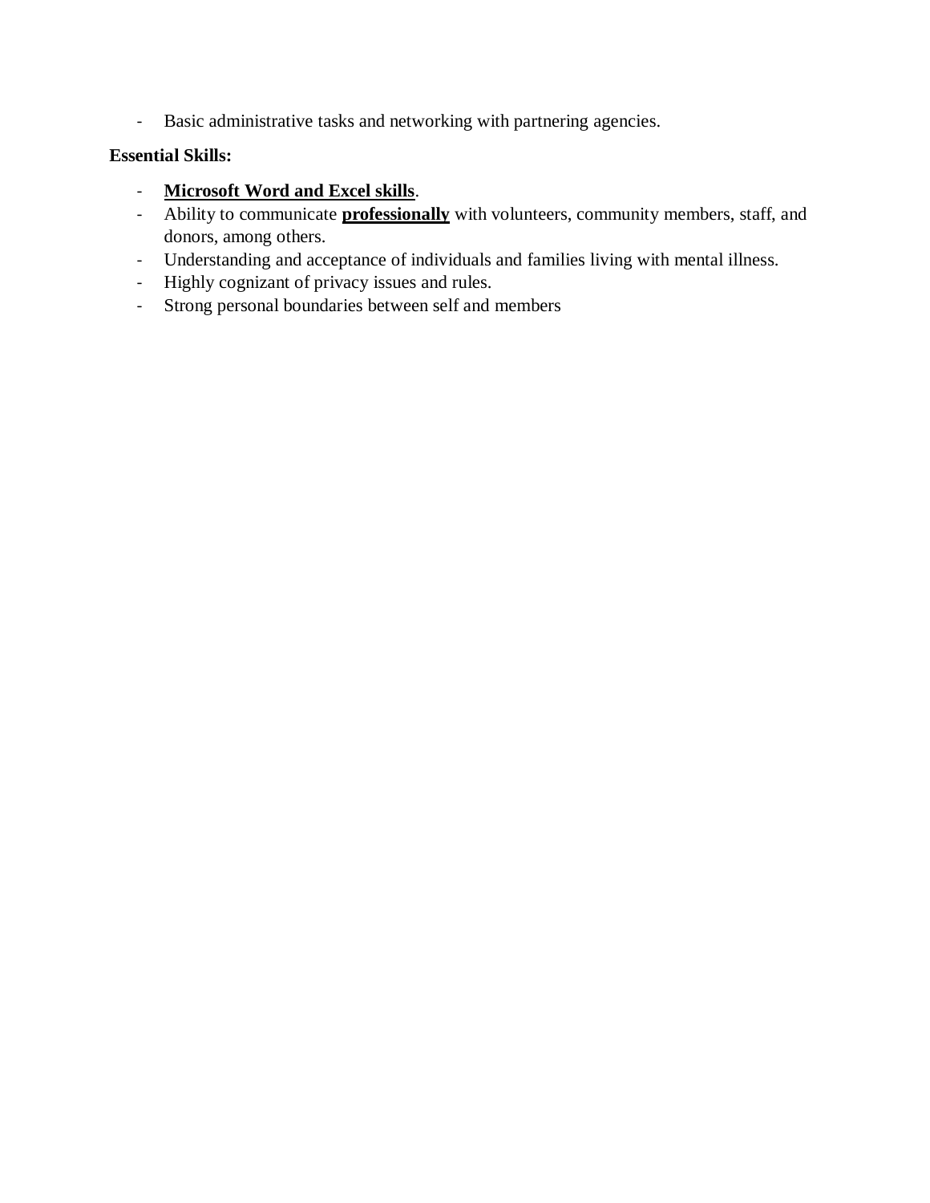- Basic administrative tasks and networking with partnering agencies.

**Essential Skills:**

- **<u>Microsoft Word and Excel skills</u>**.
- Ability to communicate **<u>professionally</u>** with volunteers, community members, staff, and donors, among others.
- Understanding and acceptance of individuals and families living with mental illness.
- Highly cognizant of privacy issues and rules.
- Strong personal boundaries between self and members